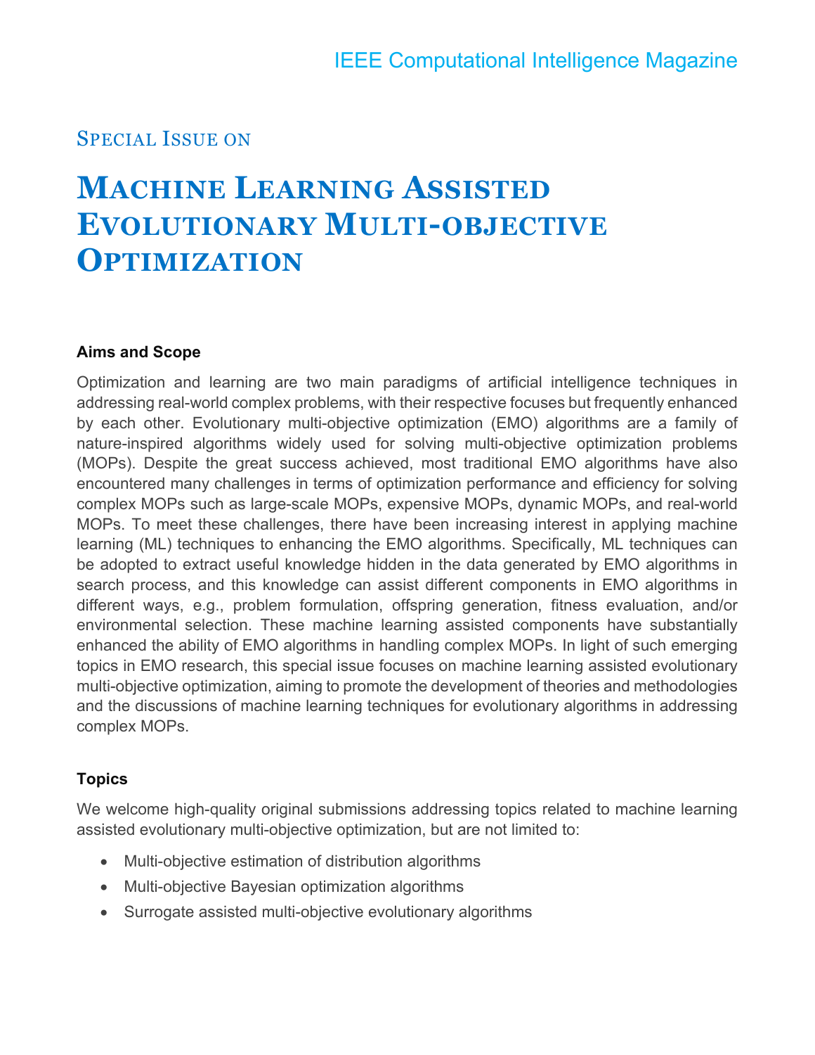IEEE Computational Intelligence Magazine

## Special Issue on

# Machine Learning Assisted Evolutionary Multi-objective Optimization

### Aims and Scope

Optimization and learning are two main paradigms of artificial intelligence techniques in addressing real-world complex problems, with their respective focuses but frequently enhanced by each other. Evolutionary multi-objective optimization (EMO) algorithms are a family of nature-inspired algorithms widely used for solving multi-objective optimization problems (MOPs). Despite the great success achieved, most traditional EMO algorithms have also encountered many challenges in terms of optimization performance and efficiency for solving complex MOPs such as large-scale MOPs, expensive MOPs, dynamic MOPs, and real-world MOPs. To meet these challenges, there have been increasing interest in applying machine learning (ML) techniques to enhancing the EMO algorithms. Specifically, ML techniques can be adopted to extract useful knowledge hidden in the data generated by EMO algorithms in search process, and this knowledge can assist different components in EMO algorithms in different ways, e.g., problem formulation, offspring generation, fitness evaluation, and/or environmental selection. These machine learning assisted components have substantially enhanced the ability of EMO algorithms in handling complex MOPs. In light of such emerging topics in EMO research, this special issue focuses on machine learning assisted evolutionary multi-objective optimization, aiming to promote the development of theories and methodologies and the discussions of machine learning techniques for evolutionary algorithms in addressing complex MOPs.

### Topics

We welcome high-quality original submissions addressing topics related to machine learning assisted evolutionary multi-objective optimization, but are not limited to:

- Multi-objective estimation of distribution algorithms
- Multi-objective Bayesian optimization algorithms
- Surrogate assisted multi-objective evolutionary algorithms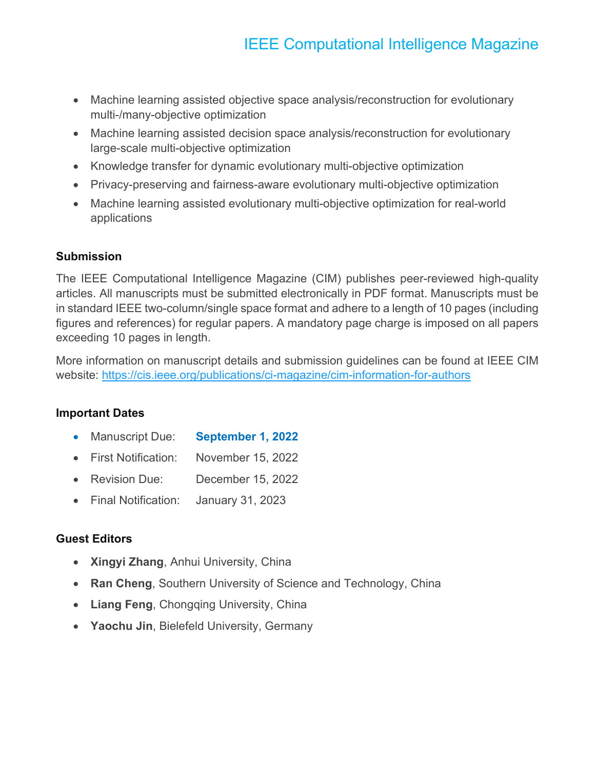- Machine learning assisted objective space analysis/reconstruction for evolutionary multi-/many-objective optimization
- Machine learning assisted decision space analysis/reconstruction for evolutionary large-scale multi-objective optimization
- Knowledge transfer for dynamic evolutionary multi-objective optimization
- Privacy-preserving and fairness-aware evolutionary multi-objective optimization
- Machine learning assisted evolutionary multi-objective optimization for real-world applications

### Submission

The IEEE Computational Intelligence Magazine (CIM) publishes peer-reviewed high-quality articles. All manuscripts must be submitted electronically in PDF format. Manuscripts must be in standard IEEE two-column/single space format and adhere to a length of 10 pages (including figures and references) for regular papers. A mandatory page charge is imposed on all papers exceeding 10 pages in length.

More information on manuscript details and submission guidelines can be found at IEEE CIM website: https://cis.ieee.org/publications/ci-magazine/cim-information-for-authors

### Important Dates

- Manuscript Due: **September 1, 2022**
- First Notification: November 15, 2022
- Revision Due: December 15, 2022
- Final Notification: January 31, 2023

### Guest Editors

- **Xingyi Zhang**, Anhui University, China
- **Ran Cheng**, Southern University of Science and Technology, China
- **Liang Feng**, Chongqing University, China
- **Yaochu Jin**, Bielefeld University, Germany